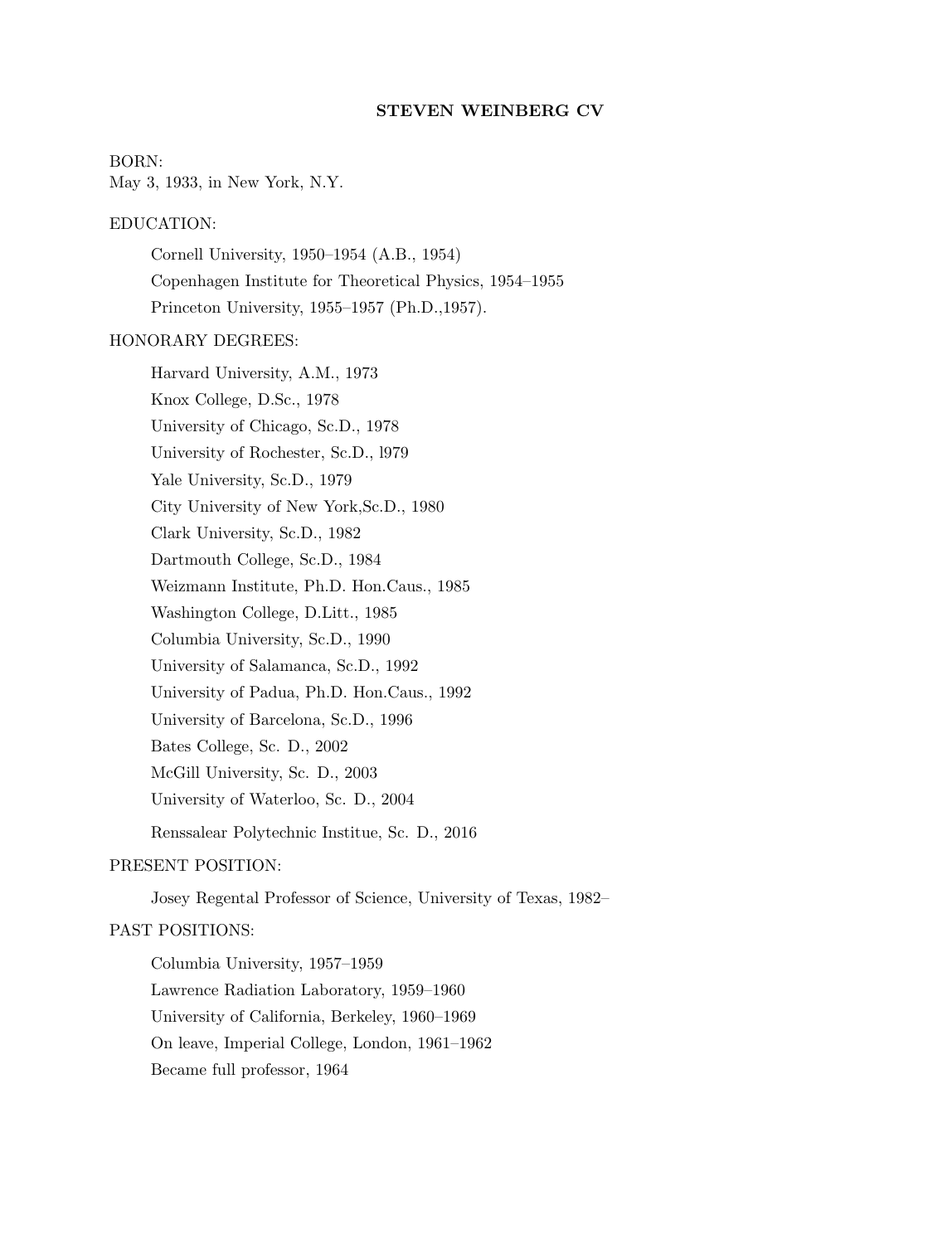# STEVEN WEINBERG CV

BORN:
May 3, 1933, in New York, N.Y.

EDUCATION:

Cornell University, 1950–1954 (A.B., 1954)

Copenhagen Institute for Theoretical Physics, 1954–1955

Princeton University, 1955–1957 (Ph.D.,1957).

HONORARY DEGREES:

Harvard University, A.M., 1973

Knox College, D.Sc., 1978

University of Chicago, Sc.D., 1978

University of Rochester, Sc.D., l979

Yale University, Sc.D., 1979

City University of New York,Sc.D., 1980

Clark University, Sc.D., 1982

Dartmouth College, Sc.D., 1984

Weizmann Institute, Ph.D. Hon.Caus., 1985

Washington College, D.Litt., 1985

Columbia University, Sc.D., 1990

University of Salamanca, Sc.D., 1992

University of Padua, Ph.D. Hon.Caus., 1992

University of Barcelona, Sc.D., 1996

Bates College, Sc. D., 2002

McGill University, Sc. D., 2003

University of Waterloo, Sc. D., 2004

Renssalear Polytechnic Institue, Sc. D., 2016

PRESENT POSITION:

Josey Regental Professor of Science, University of Texas, 1982–

PAST POSITIONS:

Columbia University, 1957–1959

Lawrence Radiation Laboratory, 1959–1960

University of California, Berkeley, 1960–1969

On leave, Imperial College, London, 1961–1962

Became full professor, 1964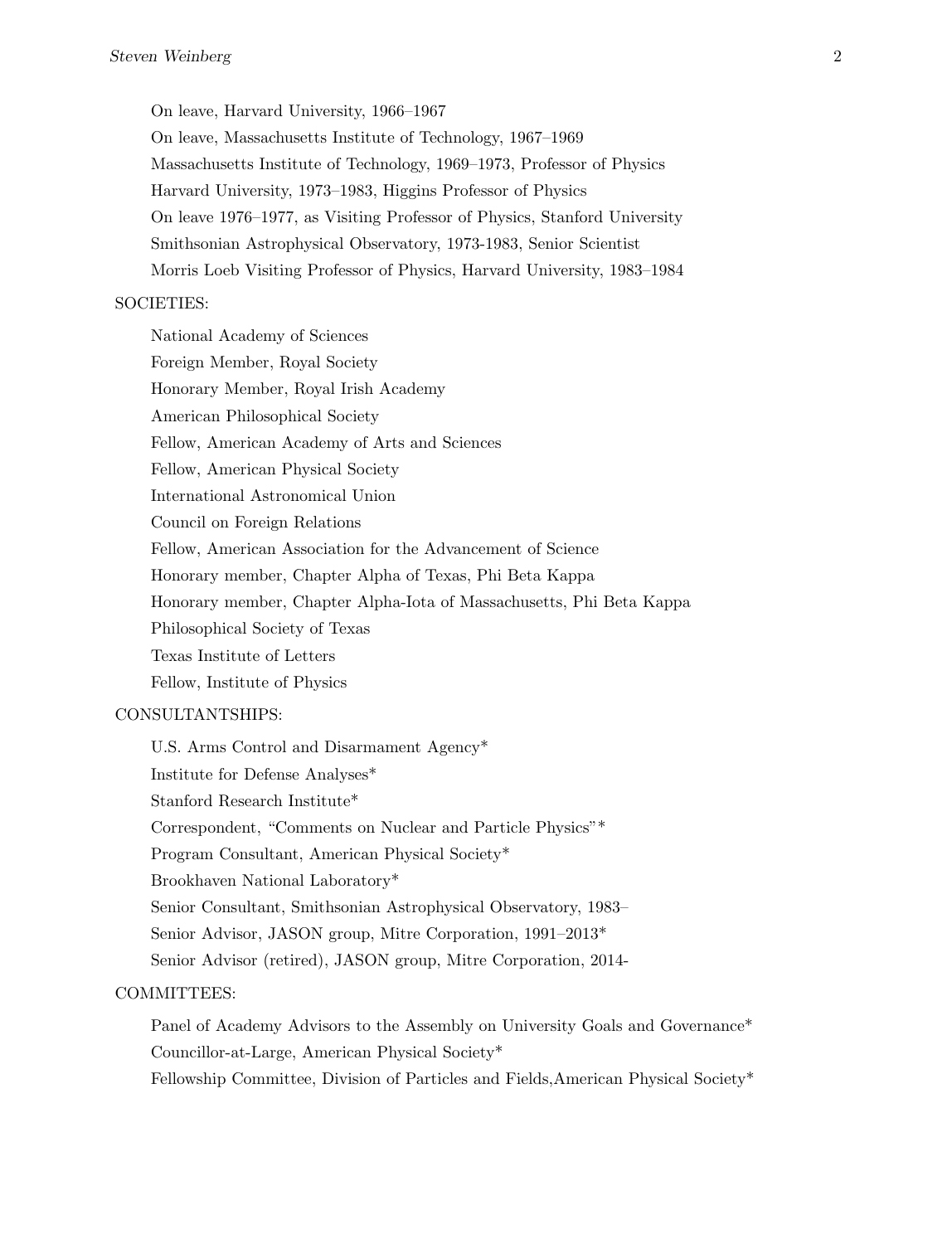On leave, Harvard University, 1966–1967

On leave, Massachusetts Institute of Technology, 1967–1969

Massachusetts Institute of Technology, 1969–1973, Professor of Physics

Harvard University, 1973–1983, Higgins Professor of Physics

On leave 1976–1977, as Visiting Professor of Physics, Stanford University

Smithsonian Astrophysical Observatory, 1973-1983, Senior Scientist

Morris Loeb Visiting Professor of Physics, Harvard University, 1983–1984

SOCIETIES:

National Academy of Sciences

Foreign Member, Royal Society

Honorary Member, Royal Irish Academy

American Philosophical Society

Fellow, American Academy of Arts and Sciences

Fellow, American Physical Society

International Astronomical Union

Council on Foreign Relations

Fellow, American Association for the Advancement of Science

Honorary member, Chapter Alpha of Texas, Phi Beta Kappa

Honorary member, Chapter Alpha-Iota of Massachusetts, Phi Beta Kappa

Philosophical Society of Texas

Texas Institute of Letters

Fellow, Institute of Physics

CONSULTANTSHIPS:

U.S. Arms Control and Disarmament Agency*

Institute for Defense Analyses*

Stanford Research Institute*

Correspondent, "Comments on Nuclear and Particle Physics"*

Program Consultant, American Physical Society*

Brookhaven National Laboratory*

Senior Consultant, Smithsonian Astrophysical Observatory, 1983–

Senior Advisor, JASON group, Mitre Corporation, 1991–2013*

Senior Advisor (retired), JASON group, Mitre Corporation, 2014-

COMMITTEES:

Panel of Academy Advisors to the Assembly on University Goals and Governance*

Councillor-at-Large, American Physical Society*

Fellowship Committee, Division of Particles and Fields,American Physical Society*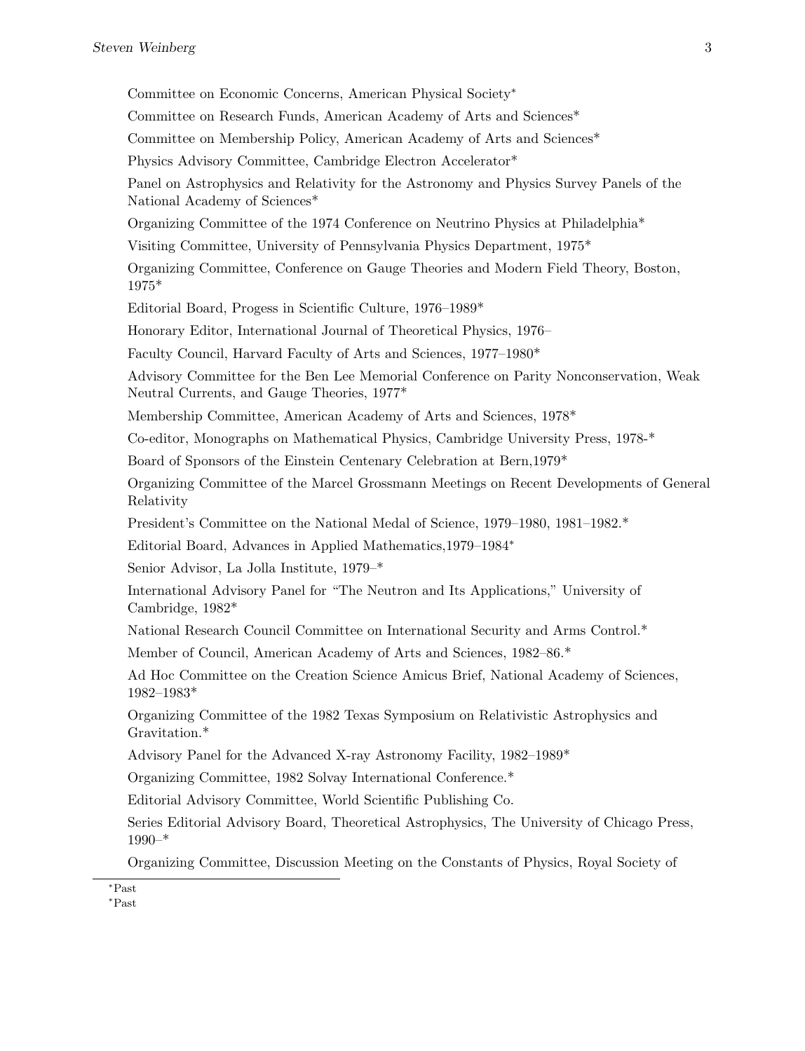Committee on Economic Concerns, American Physical Society*

Committee on Research Funds, American Academy of Arts and Sciences*

Committee on Membership Policy, American Academy of Arts and Sciences*

Physics Advisory Committee, Cambridge Electron Accelerator*

Panel on Astrophysics and Relativity for the Astronomy and Physics Survey Panels of the National Academy of Sciences*

Organizing Committee of the 1974 Conference on Neutrino Physics at Philadelphia*

Visiting Committee, University of Pennsylvania Physics Department, 1975*

Organizing Committee, Conference on Gauge Theories and Modern Field Theory, Boston, 1975*

Editorial Board, Progess in Scientific Culture, 1976–1989*

Honorary Editor, International Journal of Theoretical Physics, 1976–

Faculty Council, Harvard Faculty of Arts and Sciences, 1977–1980*

Advisory Committee for the Ben Lee Memorial Conference on Parity Nonconservation, Weak Neutral Currents, and Gauge Theories, 1977*

Membership Committee, American Academy of Arts and Sciences, 1978*

Co-editor, Monographs on Mathematical Physics, Cambridge University Press, 1978-*

Board of Sponsors of the Einstein Centenary Celebration at Bern,1979*

Organizing Committee of the Marcel Grossmann Meetings on Recent Developments of General Relativity

President's Committee on the National Medal of Science, 1979–1980, 1981–1982.*

Editorial Board, Advances in Applied Mathematics,1979–1984*

Senior Advisor, La Jolla Institute, 1979–*

International Advisory Panel for "The Neutron and Its Applications," University of Cambridge, 1982*

National Research Council Committee on International Security and Arms Control.*

Member of Council, American Academy of Arts and Sciences, 1982–86.*

Ad Hoc Committee on the Creation Science Amicus Brief, National Academy of Sciences, 1982–1983*

Organizing Committee of the 1982 Texas Symposium on Relativistic Astrophysics and Gravitation.*

Advisory Panel for the Advanced X-ray Astronomy Facility, 1982–1989*

Organizing Committee, 1982 Solvay International Conference.*

Editorial Advisory Committee, World Scientific Publishing Co.

Series Editorial Advisory Board, Theoretical Astrophysics, The University of Chicago Press, 1990–*

Organizing Committee, Discussion Meeting on the Constants of Physics, Royal Society of

---

*Past

*Past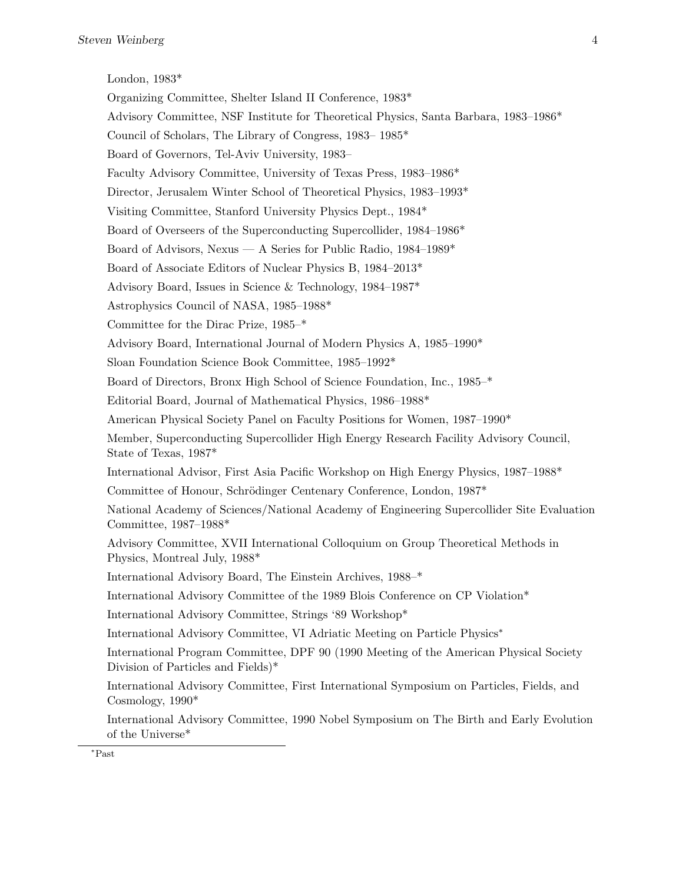London, 1983*

Organizing Committee, Shelter Island II Conference, 1983*

Advisory Committee, NSF Institute for Theoretical Physics, Santa Barbara, 1983–1986*

Council of Scholars, The Library of Congress, 1983– 1985*

Board of Governors, Tel-Aviv University, 1983–

Faculty Advisory Committee, University of Texas Press, 1983–1986*

Director, Jerusalem Winter School of Theoretical Physics, 1983–1993*

Visiting Committee, Stanford University Physics Dept., 1984*

Board of Overseers of the Superconducting Supercollider, 1984–1986*

Board of Advisors, Nexus — A Series for Public Radio, 1984–1989*

Board of Associate Editors of Nuclear Physics B, 1984–2013*

Advisory Board, Issues in Science & Technology, 1984–1987*

Astrophysics Council of NASA, 1985–1988*

Committee for the Dirac Prize, 1985–*

Advisory Board, International Journal of Modern Physics A, 1985–1990*

Sloan Foundation Science Book Committee, 1985–1992*

Board of Directors, Bronx High School of Science Foundation, Inc., 1985–*

Editorial Board, Journal of Mathematical Physics, 1986–1988*

American Physical Society Panel on Faculty Positions for Women, 1987–1990*

Member, Superconducting Supercollider High Energy Research Facility Advisory Council, State of Texas, 1987*

International Advisor, First Asia Pacific Workshop on High Energy Physics, 1987–1988*

Committee of Honour, Schrödinger Centenary Conference, London, 1987*

National Academy of Sciences/National Academy of Engineering Supercollider Site Evaluation Committee, 1987–1988*

Advisory Committee, XVII International Colloquium on Group Theoretical Methods in Physics, Montreal July, 1988*

International Advisory Board, The Einstein Archives, 1988–*

International Advisory Committee of the 1989 Blois Conference on CP Violation*

International Advisory Committee, Strings '89 Workshop*

International Advisory Committee, VI Adriatic Meeting on Particle Physics*

International Program Committee, DPF 90 (1990 Meeting of the American Physical Society Division of Particles and Fields)*

International Advisory Committee, First International Symposium on Particles, Fields, and Cosmology, 1990*

International Advisory Committee, 1990 Nobel Symposium on The Birth and Early Evolution of the Universe*

*Past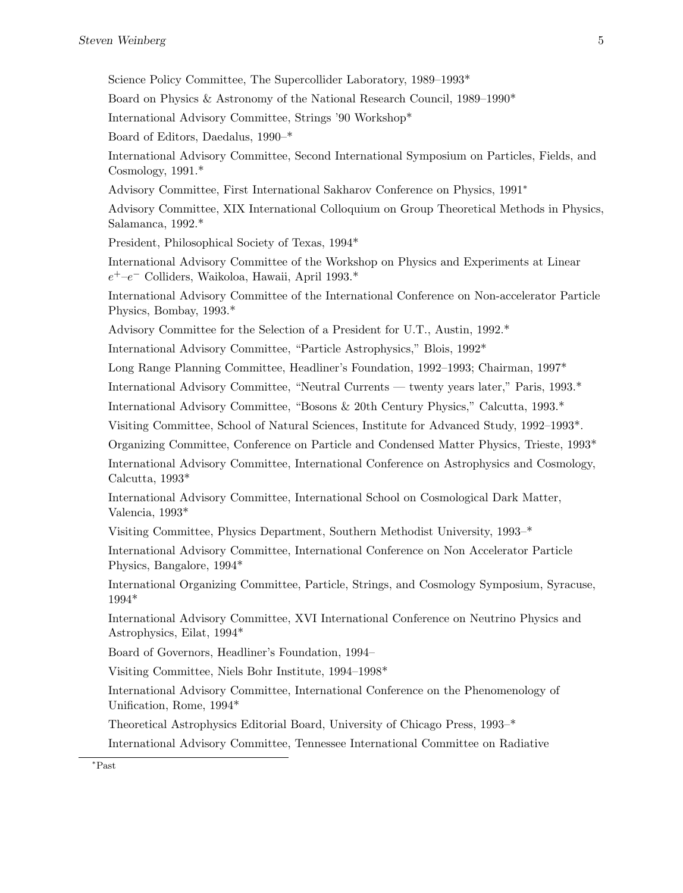Science Policy Committee, The Supercollider Laboratory, 1989–1993*

Board on Physics & Astronomy of the National Research Council, 1989–1990*

International Advisory Committee, Strings '90 Workshop*

Board of Editors, Daedalus, 1990–*

International Advisory Committee, Second International Symposium on Particles, Fields, and Cosmology, 1991.*

Advisory Committee, First International Sakharov Conference on Physics, 1991*

Advisory Committee, XIX International Colloquium on Group Theoretical Methods in Physics, Salamanca, 1992.*

President, Philosophical Society of Texas, 1994*

International Advisory Committee of the Workshop on Physics and Experiments at Linear $e^+$–$e^-$ Colliders, Waikoloa, Hawaii, April 1993.*

International Advisory Committee of the International Conference on Non-accelerator Particle Physics, Bombay, 1993.*

Advisory Committee for the Selection of a President for U.T., Austin, 1992.*

International Advisory Committee, "Particle Astrophysics," Blois, 1992*

Long Range Planning Committee, Headliner's Foundation, 1992–1993; Chairman, 1997*

International Advisory Committee, "Neutral Currents — twenty years later," Paris, 1993.*

International Advisory Committee, "Bosons & 20th Century Physics," Calcutta, 1993.*

Visiting Committee, School of Natural Sciences, Institute for Advanced Study, 1992–1993*.

Organizing Committee, Conference on Particle and Condensed Matter Physics, Trieste, 1993*

International Advisory Committee, International Conference on Astrophysics and Cosmology, Calcutta, 1993*

International Advisory Committee, International School on Cosmological Dark Matter, Valencia, 1993*

Visiting Committee, Physics Department, Southern Methodist University, 1993–*

International Advisory Committee, International Conference on Non Accelerator Particle Physics, Bangalore, 1994*

International Organizing Committee, Particle, Strings, and Cosmology Symposium, Syracuse, 1994*

International Advisory Committee, XVI International Conference on Neutrino Physics and Astrophysics, Eilat, 1994*

Board of Governors, Headliner's Foundation, 1994–

Visiting Committee, Niels Bohr Institute, 1994–1998*

International Advisory Committee, International Conference on the Phenomenology of Unification, Rome, 1994*

Theoretical Astrophysics Editorial Board, University of Chicago Press, 1993–*

International Advisory Committee, Tennessee International Committee on Radiative

*Past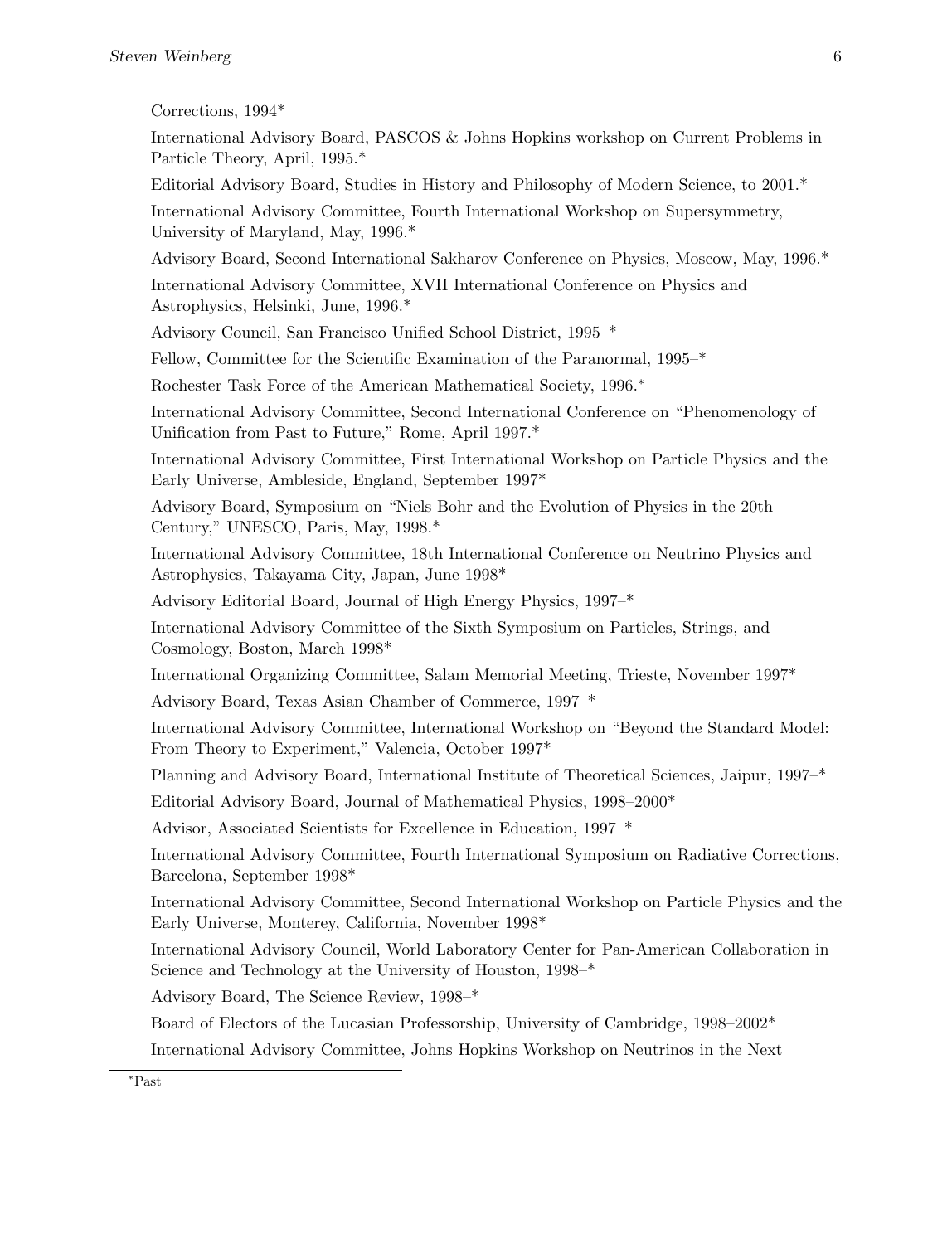Corrections, 1994*

International Advisory Board, PASCOS & Johns Hopkins workshop on Current Problems in Particle Theory, April, 1995.*

Editorial Advisory Board, Studies in History and Philosophy of Modern Science, to 2001.*

International Advisory Committee, Fourth International Workshop on Supersymmetry, University of Maryland, May, 1996.*

Advisory Board, Second International Sakharov Conference on Physics, Moscow, May, 1996.*

International Advisory Committee, XVII International Conference on Physics and Astrophysics, Helsinki, June, 1996.*

Advisory Council, San Francisco Unified School District, 1995–*

Fellow, Committee for the Scientific Examination of the Paranormal, 1995–*

Rochester Task Force of the American Mathematical Society, 1996.*

International Advisory Committee, Second International Conference on "Phenomenology of Unification from Past to Future," Rome, April 1997.*

International Advisory Committee, First International Workshop on Particle Physics and the Early Universe, Ambleside, England, September 1997*

Advisory Board, Symposium on "Niels Bohr and the Evolution of Physics in the 20th Century," UNESCO, Paris, May, 1998.*

International Advisory Committee, 18th International Conference on Neutrino Physics and Astrophysics, Takayama City, Japan, June 1998*

Advisory Editorial Board, Journal of High Energy Physics, 1997–*

International Advisory Committee of the Sixth Symposium on Particles, Strings, and Cosmology, Boston, March 1998*

International Organizing Committee, Salam Memorial Meeting, Trieste, November 1997*

Advisory Board, Texas Asian Chamber of Commerce, 1997–*

International Advisory Committee, International Workshop on "Beyond the Standard Model: From Theory to Experiment," Valencia, October 1997*

Planning and Advisory Board, International Institute of Theoretical Sciences, Jaipur, 1997–*

Editorial Advisory Board, Journal of Mathematical Physics, 1998–2000*

Advisor, Associated Scientists for Excellence in Education, 1997–*

International Advisory Committee, Fourth International Symposium on Radiative Corrections, Barcelona, September 1998*

International Advisory Committee, Second International Workshop on Particle Physics and the Early Universe, Monterey, California, November 1998*

International Advisory Council, World Laboratory Center for Pan-American Collaboration in Science and Technology at the University of Houston, 1998–*

Advisory Board, The Science Review, 1998–*

Board of Electors of the Lucasian Professorship, University of Cambridge, 1998–2002*

International Advisory Committee, Johns Hopkins Workshop on Neutrinos in the Next

*Past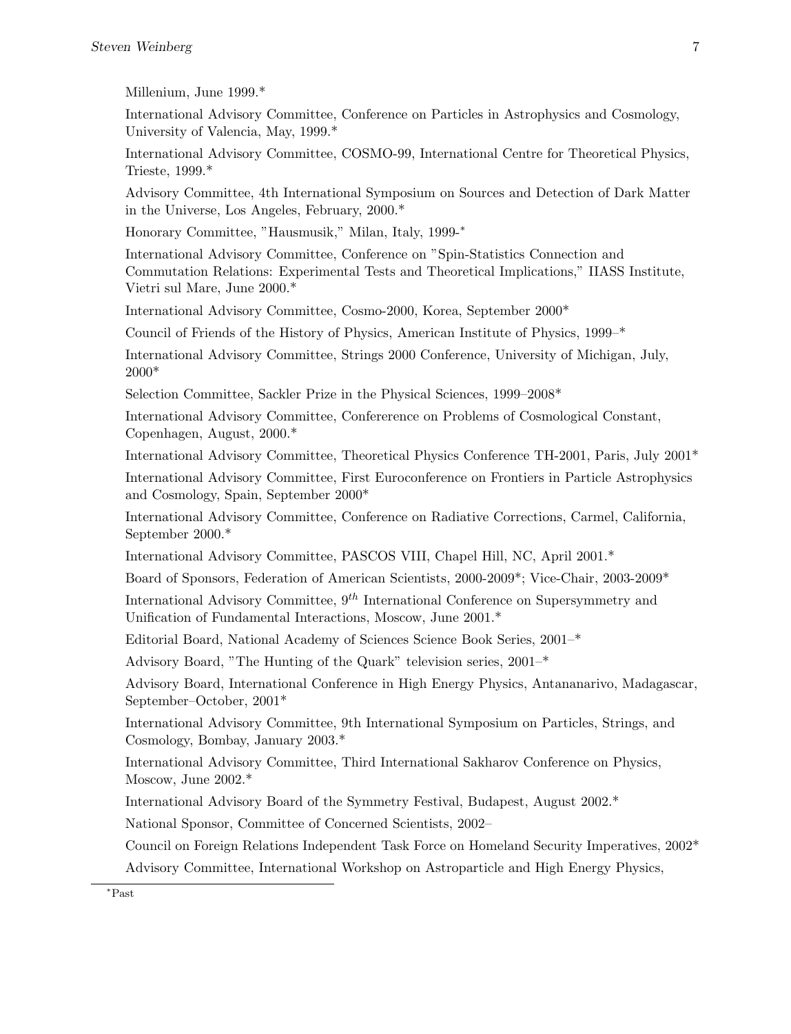Millenium, June 1999.*

International Advisory Committee, Conference on Particles in Astrophysics and Cosmology, University of Valencia, May, 1999.*

International Advisory Committee, COSMO-99, International Centre for Theoretical Physics, Trieste, 1999.*

Advisory Committee, 4th International Symposium on Sources and Detection of Dark Matter in the Universe, Los Angeles, February, 2000.*

Honorary Committee, "Hausmusik," Milan, Italy, 1999-*

International Advisory Committee, Conference on "Spin-Statistics Connection and Commutation Relations: Experimental Tests and Theoretical Implications," IIASS Institute, Vietri sul Mare, June 2000.*

International Advisory Committee, Cosmo-2000, Korea, September 2000*

Council of Friends of the History of Physics, American Institute of Physics, 1999–*

International Advisory Committee, Strings 2000 Conference, University of Michigan, July, 2000*

Selection Committee, Sackler Prize in the Physical Sciences, 1999–2008*

International Advisory Committee, Confererence on Problems of Cosmological Constant, Copenhagen, August, 2000.*

International Advisory Committee, Theoretical Physics Conference TH-2001, Paris, July 2001*

International Advisory Committee, First Euroconference on Frontiers in Particle Astrophysics and Cosmology, Spain, September 2000*

International Advisory Committee, Conference on Radiative Corrections, Carmel, California, September 2000.*

International Advisory Committee, PASCOS VIII, Chapel Hill, NC, April 2001.*

Board of Sponsors, Federation of American Scientists, 2000-2009*; Vice-Chair, 2003-2009*

International Advisory Committee, $9^{th}$ International Conference on Supersymmetry and Unification of Fundamental Interactions, Moscow, June 2001.*

Editorial Board, National Academy of Sciences Science Book Series, 2001–*

Advisory Board, "The Hunting of the Quark" television series, 2001–*

Advisory Board, International Conference in High Energy Physics, Antananarivo, Madagascar, September–October, 2001*

International Advisory Committee, 9th International Symposium on Particles, Strings, and Cosmology, Bombay, January 2003.*

International Advisory Committee, Third International Sakharov Conference on Physics, Moscow, June 2002.*

International Advisory Board of the Symmetry Festival, Budapest, August 2002.*

National Sponsor, Committee of Concerned Scientists, 2002–

Council on Foreign Relations Independent Task Force on Homeland Security Imperatives, 2002*

Advisory Committee, International Workshop on Astroparticle and High Energy Physics,

*Past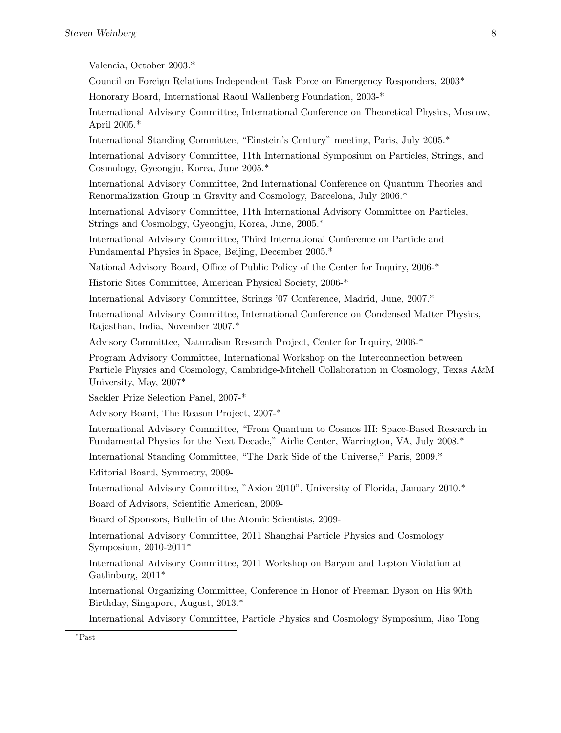Valencia, October 2003.*

Council on Foreign Relations Independent Task Force on Emergency Responders, 2003*

Honorary Board, International Raoul Wallenberg Foundation, 2003-*

International Advisory Committee, International Conference on Theoretical Physics, Moscow, April 2005.*

International Standing Committee, "Einstein's Century" meeting, Paris, July 2005.*

International Advisory Committee, 11th International Symposium on Particles, Strings, and Cosmology, Gyeongju, Korea, June 2005.*

International Advisory Committee, 2nd International Conference on Quantum Theories and Renormalization Group in Gravity and Cosmology, Barcelona, July 2006.*

International Advisory Committee, 11th International Advisory Committee on Particles, Strings and Cosmology, Gyeongju, Korea, June, 2005.*

International Advisory Committee, Third International Conference on Particle and Fundamental Physics in Space, Beijing, December 2005.*

National Advisory Board, Office of Public Policy of the Center for Inquiry, 2006-*

Historic Sites Committee, American Physical Society, 2006-*

International Advisory Committee, Strings '07 Conference, Madrid, June, 2007.*

International Advisory Committee, International Conference on Condensed Matter Physics, Rajasthan, India, November 2007.*

Advisory Committee, Naturalism Research Project, Center for Inquiry, 2006-*

Program Advisory Committee, International Workshop on the Interconnection between Particle Physics and Cosmology, Cambridge-Mitchell Collaboration in Cosmology, Texas A&M University, May, 2007*

Sackler Prize Selection Panel, 2007-*

Advisory Board, The Reason Project, 2007-*

International Advisory Committee, "From Quantum to Cosmos III: Space-Based Research in Fundamental Physics for the Next Decade," Airlie Center, Warrington, VA, July 2008.*

International Standing Committee, "The Dark Side of the Universe," Paris, 2009.*

Editorial Board, Symmetry, 2009-

International Advisory Committee, "Axion 2010", University of Florida, January 2010.*

Board of Advisors, Scientific American, 2009-

Board of Sponsors, Bulletin of the Atomic Scientists, 2009-

International Advisory Committee, 2011 Shanghai Particle Physics and Cosmology Symposium, 2010-2011*

International Advisory Committee, 2011 Workshop on Baryon and Lepton Violation at Gatlinburg, 2011*

International Organizing Committee, Conference in Honor of Freeman Dyson on His 90th Birthday, Singapore, August, 2013.*

International Advisory Committee, Particle Physics and Cosmology Symposium, Jiao Tong

*Past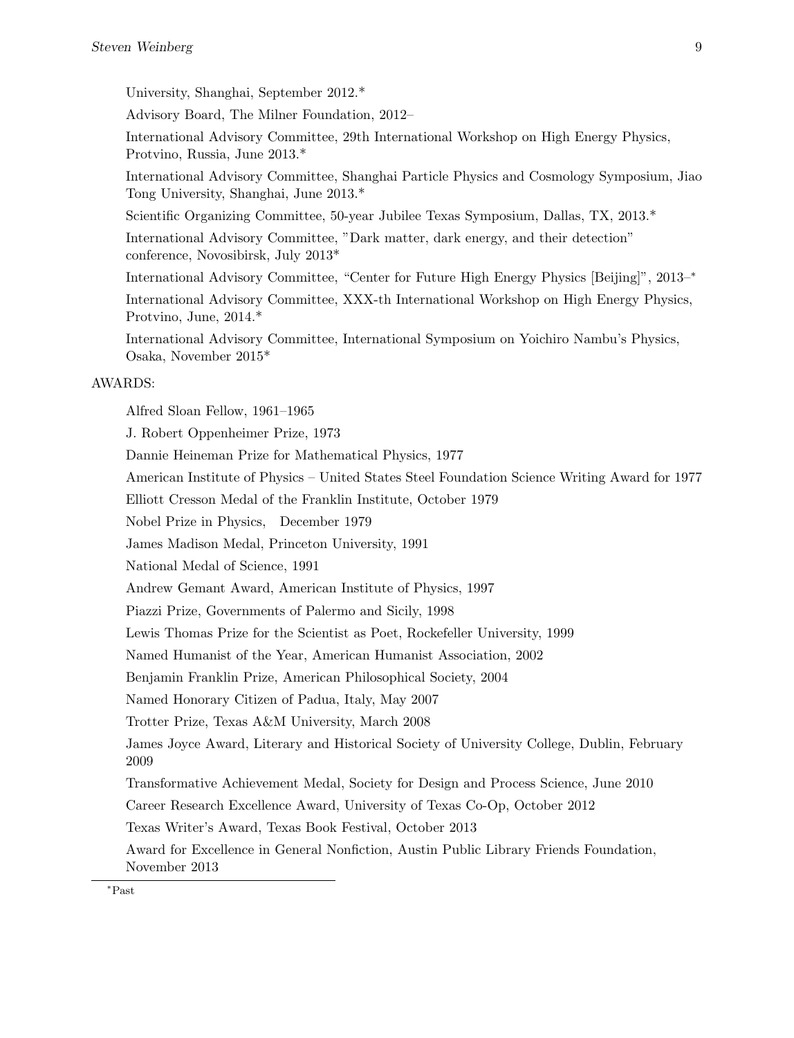University, Shanghai, September 2012.*

Advisory Board, The Milner Foundation, 2012–

International Advisory Committee, 29th International Workshop on High Energy Physics, Protvino, Russia, June 2013.*

International Advisory Committee, Shanghai Particle Physics and Cosmology Symposium, Jiao Tong University, Shanghai, June 2013.*

Scientific Organizing Committee, 50-year Jubilee Texas Symposium, Dallas, TX, 2013.*

International Advisory Committee, "Dark matter, dark energy, and their detection" conference, Novosibirsk, July 2013*

International Advisory Committee, "Center for Future High Energy Physics [Beijing]", 2013–*

International Advisory Committee, XXX-th International Workshop on High Energy Physics, Protvino, June, 2014.*

International Advisory Committee, International Symposium on Yoichiro Nambu's Physics, Osaka, November 2015*

AWARDS:

Alfred Sloan Fellow, 1961–1965

J. Robert Oppenheimer Prize, 1973

Dannie Heineman Prize for Mathematical Physics, 1977

American Institute of Physics – United States Steel Foundation Science Writing Award for 1977

Elliott Cresson Medal of the Franklin Institute, October 1979

Nobel Prize in Physics, December 1979

James Madison Medal, Princeton University, 1991

National Medal of Science, 1991

Andrew Gemant Award, American Institute of Physics, 1997

Piazzi Prize, Governments of Palermo and Sicily, 1998

Lewis Thomas Prize for the Scientist as Poet, Rockefeller University, 1999

Named Humanist of the Year, American Humanist Association, 2002

Benjamin Franklin Prize, American Philosophical Society, 2004

Named Honorary Citizen of Padua, Italy, May 2007

Trotter Prize, Texas A&M University, March 2008

James Joyce Award, Literary and Historical Society of University College, Dublin, February 2009

Transformative Achievement Medal, Society for Design and Process Science, June 2010

Career Research Excellence Award, University of Texas Co-Op, October 2012

Texas Writer's Award, Texas Book Festival, October 2013

Award for Excellence in General Nonfiction, Austin Public Library Friends Foundation, November 2013

*Past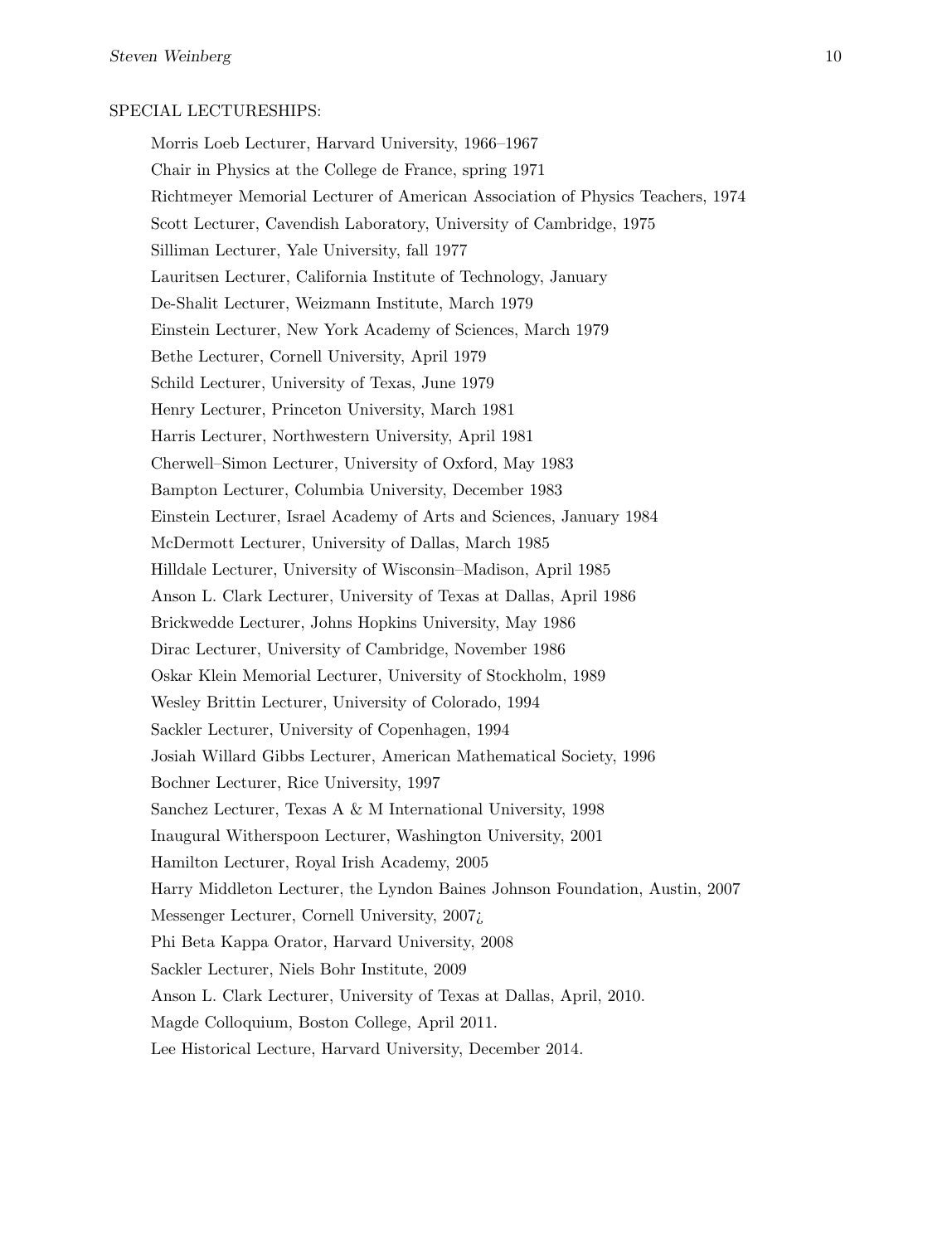SPECIAL LECTURESHIPS:

Morris Loeb Lecturer, Harvard University, 1966–1967

Chair in Physics at the College de France, spring 1971

Richtmeyer Memorial Lecturer of American Association of Physics Teachers, 1974

Scott Lecturer, Cavendish Laboratory, University of Cambridge, 1975

Silliman Lecturer, Yale University, fall 1977

Lauritsen Lecturer, California Institute of Technology, January

De-Shalit Lecturer, Weizmann Institute, March 1979

Einstein Lecturer, New York Academy of Sciences, March 1979

Bethe Lecturer, Cornell University, April 1979

Schild Lecturer, University of Texas, June 1979

Henry Lecturer, Princeton University, March 1981

Harris Lecturer, Northwestern University, April 1981

Cherwell–Simon Lecturer, University of Oxford, May 1983

Bampton Lecturer, Columbia University, December 1983

Einstein Lecturer, Israel Academy of Arts and Sciences, January 1984

McDermott Lecturer, University of Dallas, March 1985

Hilldale Lecturer, University of Wisconsin–Madison, April 1985

Anson L. Clark Lecturer, University of Texas at Dallas, April 1986

Brickwedde Lecturer, Johns Hopkins University, May 1986

Dirac Lecturer, University of Cambridge, November 1986

Oskar Klein Memorial Lecturer, University of Stockholm, 1989

Wesley Brittin Lecturer, University of Colorado, 1994

Sackler Lecturer, University of Copenhagen, 1994

Josiah Willard Gibbs Lecturer, American Mathematical Society, 1996

Bochner Lecturer, Rice University, 1997

Sanchez Lecturer, Texas A & M International University, 1998

Inaugural Witherspoon Lecturer, Washington University, 2001

Hamilton Lecturer, Royal Irish Academy, 2005

Harry Middleton Lecturer, the Lyndon Baines Johnson Foundation, Austin, 2007

Messenger Lecturer, Cornell University, 2007¿

Phi Beta Kappa Orator, Harvard University, 2008

Sackler Lecturer, Niels Bohr Institute, 2009

Anson L. Clark Lecturer, University of Texas at Dallas, April, 2010.

Magde Colloquium, Boston College, April 2011.

Lee Historical Lecture, Harvard University, December 2014.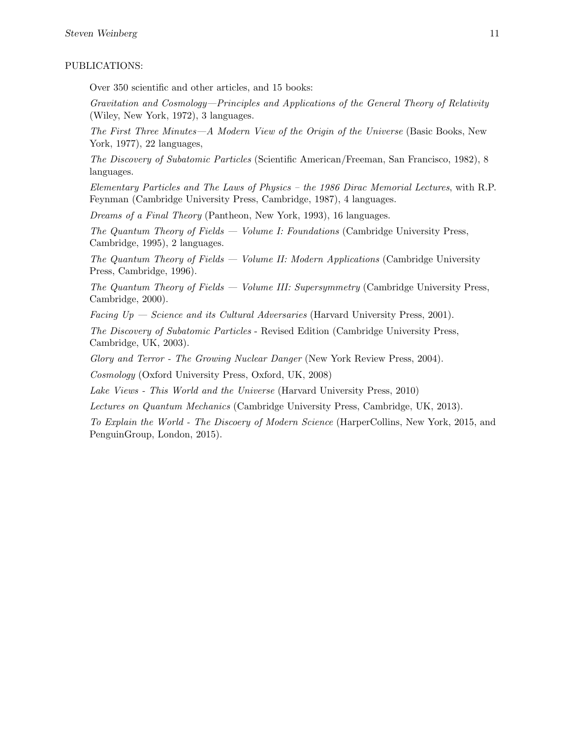PUBLICATIONS:

Over 350 scientific and other articles, and 15 books:

*Gravitation and Cosmology—Principles and Applications of the General Theory of Relativity* (Wiley, New York, 1972), 3 languages.

*The First Three Minutes—A Modern View of the Origin of the Universe* (Basic Books, New York, 1977), 22 languages,

*The Discovery of Subatomic Particles* (Scientific American/Freeman, San Francisco, 1982), 8 languages.

*Elementary Particles and The Laws of Physics – the 1986 Dirac Memorial Lectures*, with R.P. Feynman (Cambridge University Press, Cambridge, 1987), 4 languages.

*Dreams of a Final Theory* (Pantheon, New York, 1993), 16 languages.

*The Quantum Theory of Fields — Volume I: Foundations* (Cambridge University Press, Cambridge, 1995), 2 languages.

*The Quantum Theory of Fields — Volume II: Modern Applications* (Cambridge University Press, Cambridge, 1996).

*The Quantum Theory of Fields — Volume III: Supersymmetry* (Cambridge University Press, Cambridge, 2000).

*Facing Up — Science and its Cultural Adversaries* (Harvard University Press, 2001).

*The Discovery of Subatomic Particles* - Revised Edition (Cambridge University Press, Cambridge, UK, 2003).

*Glory and Terror - The Growing Nuclear Danger* (New York Review Press, 2004).

*Cosmology* (Oxford University Press, Oxford, UK, 2008)

*Lake Views - This World and the Universe* (Harvard University Press, 2010)

*Lectures on Quantum Mechanics* (Cambridge University Press, Cambridge, UK, 2013).

*To Explain the World - The Discoery of Modern Science* (HarperCollins, New York, 2015, and PenguinGroup, London, 2015).